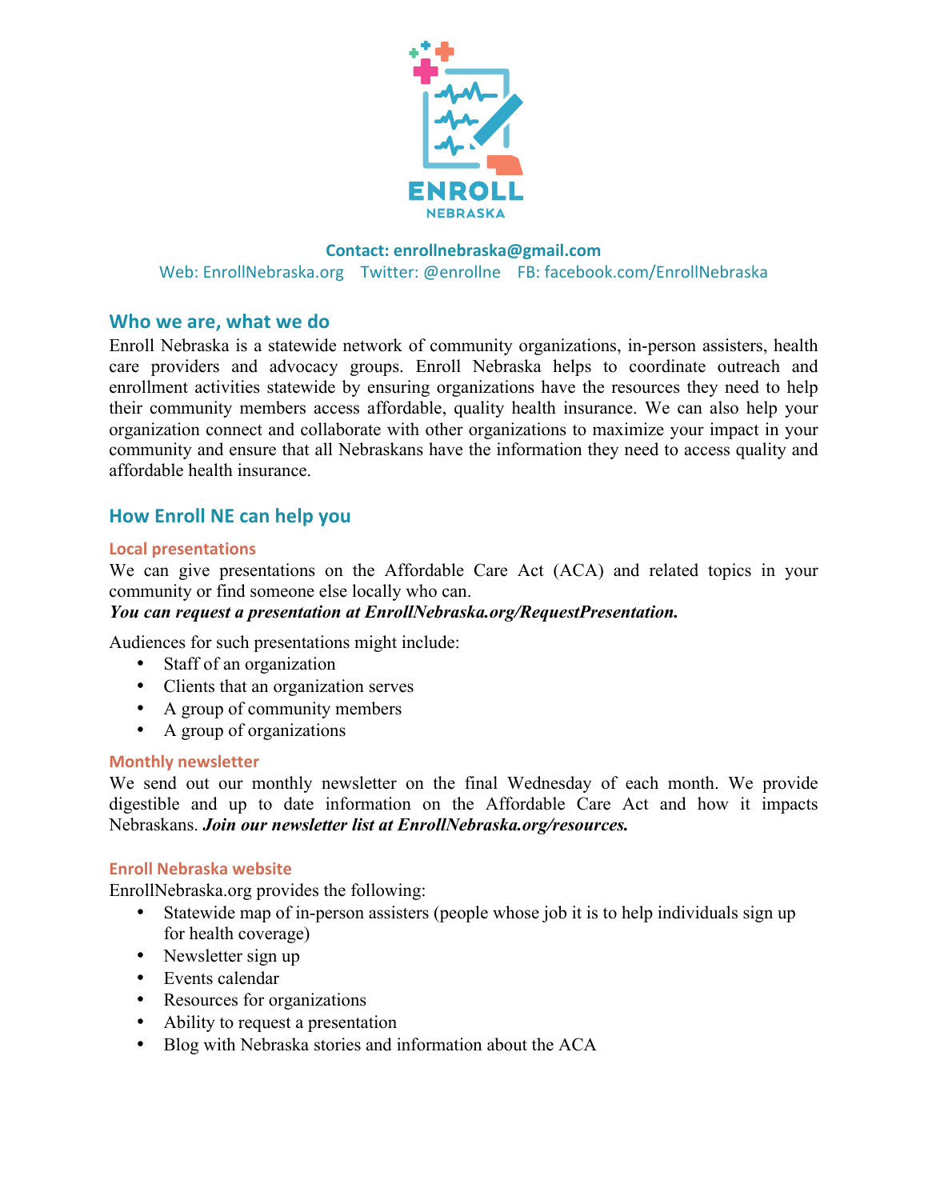ENROLL NEBRASKA

**Contact: enrollnebraska@gmail.com**
Web: EnrollNebraska.org Twitter: @enrollne FB: facebook.com/EnrollNebraska

## Who we are, what we do

Enroll Nebraska is a statewide network of community organizations, in-person assisters, health care providers and advocacy groups. Enroll Nebraska helps to coordinate outreach and enrollment activities statewide by ensuring organizations have the resources they need to help their community members access affordable, quality health insurance. We can also help your organization connect and collaborate with other organizations to maximize your impact in your community and ensure that all Nebraskans have the information they need to access quality and affordable health insurance.

## How Enroll NE can help you

### Local presentations

We can give presentations on the Affordable Care Act (ACA) and related topics in your community or find someone else locally who can.
***You can request a presentation at EnrollNebraska.org/RequestPresentation.***

Audiences for such presentations might include:

- Staff of an organization
- Clients that an organization serves
- A group of community members
- A group of organizations

### Monthly newsletter

We send out our monthly newsletter on the final Wednesday of each month. We provide digestible and up to date information on the Affordable Care Act and how it impacts Nebraskans. ***Join our newsletter list at EnrollNebraska.org/resources.***

### Enroll Nebraska website

EnrollNebraska.org provides the following:

- Statewide map of in-person assisters (people whose job it is to help individuals sign up for health coverage)
- Newsletter sign up
- Events calendar
- Resources for organizations
- Ability to request a presentation
- Blog with Nebraska stories and information about the ACA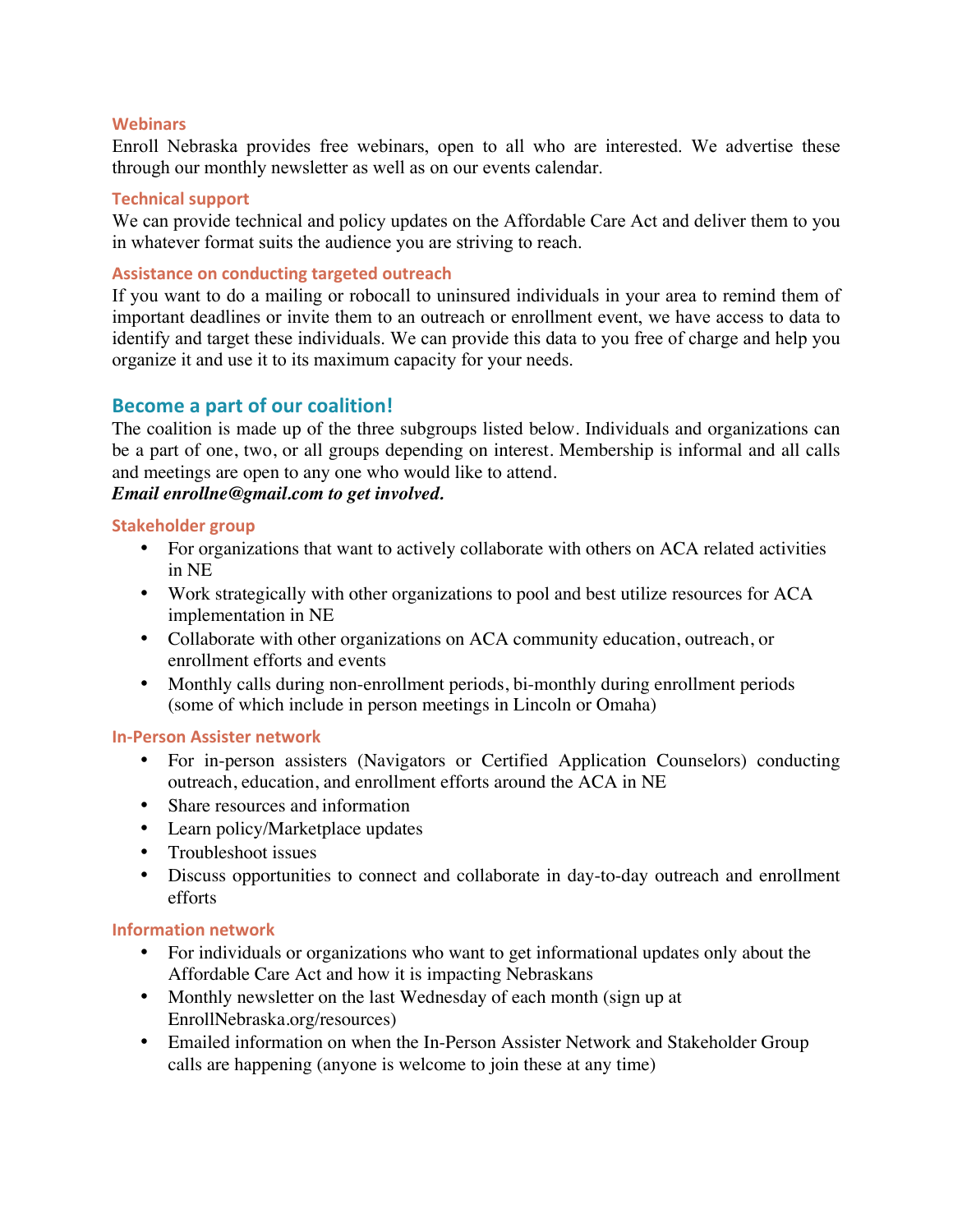### Webinars

Enroll Nebraska provides free webinars, open to all who are interested. We advertise these through our monthly newsletter as well as on our events calendar.

### Technical support

We can provide technical and policy updates on the Affordable Care Act and deliver them to you in whatever format suits the audience you are striving to reach.

### Assistance on conducting targeted outreach

If you want to do a mailing or robocall to uninsured individuals in your area to remind them of important deadlines or invite them to an outreach or enrollment event, we have access to data to identify and target these individuals. We can provide this data to you free of charge and help you organize it and use it to its maximum capacity for your needs.

## Become a part of our coalition!

The coalition is made up of the three subgroups listed below. Individuals and organizations can be a part of one, two, or all groups depending on interest. Membership is informal and all calls and meetings are open to any one who would like to attend.

***Email enrollne@gmail.com to get involved.***

### Stakeholder group

- For organizations that want to actively collaborate with others on ACA related activities in NE
- Work strategically with other organizations to pool and best utilize resources for ACA implementation in NE
- Collaborate with other organizations on ACA community education, outreach, or enrollment efforts and events
- Monthly calls during non-enrollment periods, bi-monthly during enrollment periods (some of which include in person meetings in Lincoln or Omaha)

### In-Person Assister network

- For in-person assisters (Navigators or Certified Application Counselors) conducting outreach, education, and enrollment efforts around the ACA in NE
- Share resources and information
- Learn policy/Marketplace updates
- Troubleshoot issues
- Discuss opportunities to connect and collaborate in day-to-day outreach and enrollment efforts

### Information network

- For individuals or organizations who want to get informational updates only about the Affordable Care Act and how it is impacting Nebraskans
- Monthly newsletter on the last Wednesday of each month (sign up at EnrollNebraska.org/resources)
- Emailed information on when the In-Person Assister Network and Stakeholder Group calls are happening (anyone is welcome to join these at any time)